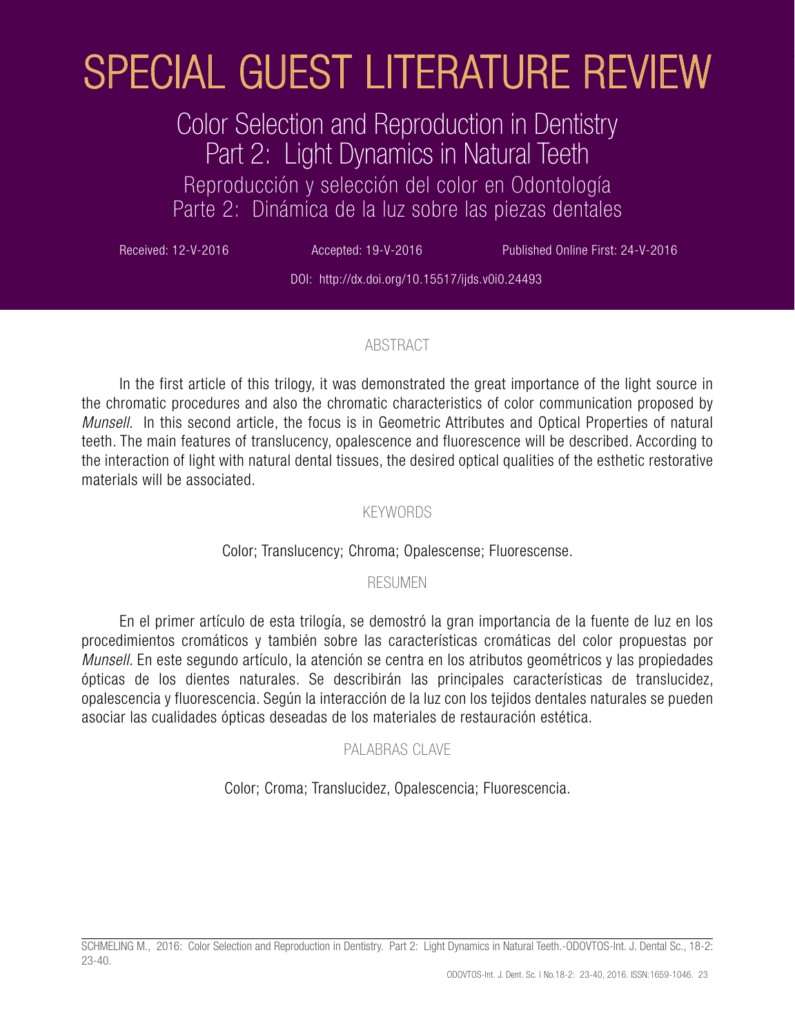# SPECIAL GUEST LITERATURE REVIEW

## Color Selection and Reproduction in Dentistry Part 2: Light Dynamics in Natural Teeth

## Reproducción y selección del color en Odontología Parte 2: Dinámica de la luz sobre las piezas dentales

Received: 12-V-2016 Accepted: 19-V-2016 Published Online First: 24-V-2016

DOI: http://dx.doi.org/10.15517/ijds.v0i0.24493

### ABSTRACT

In the first article of this trilogy, it was demonstrated the great importance of the light source in the chromatic procedures and also the chromatic characteristics of color communication proposed by *Munsell*. In this second article, the focus is in Geometric Attributes and Optical Properties of natural teeth. The main features of translucency, opalescence and fluorescence will be described. According to the interaction of light with natural dental tissues, the desired optical qualities of the esthetic restorative materials will be associated.

### KEYWORDS

Color; Translucency; Chroma; Opalescense; Fluorescense.

### RESUMEN

En el primer artículo de esta trilogía, se demostró la gran importancia de la fuente de luz en los procedimientos cromáticos y también sobre las características cromáticas del color propuestas por *Munsell*. En este segundo artículo, la atención se centra en los atributos geométricos y las propiedades ópticas de los dientes naturales. Se describirán las principales características de translucidez, opalescencia y fluorescencia. Según la interacción de la luz con los tejidos dentales naturales se pueden asociar las cualidades ópticas deseadas de los materiales de restauración estética.

### PALABRAS CLAVE

Color; Croma; Translucidez, Opalescencia; Fluorescencia.

SCHMELING M., 2016: Color Selection and Reproduction in Dentistry. Part 2: Light Dynamics in Natural Teeth.-ODOVTOS-Int. J. Dental Sc., 18-2: 23-40.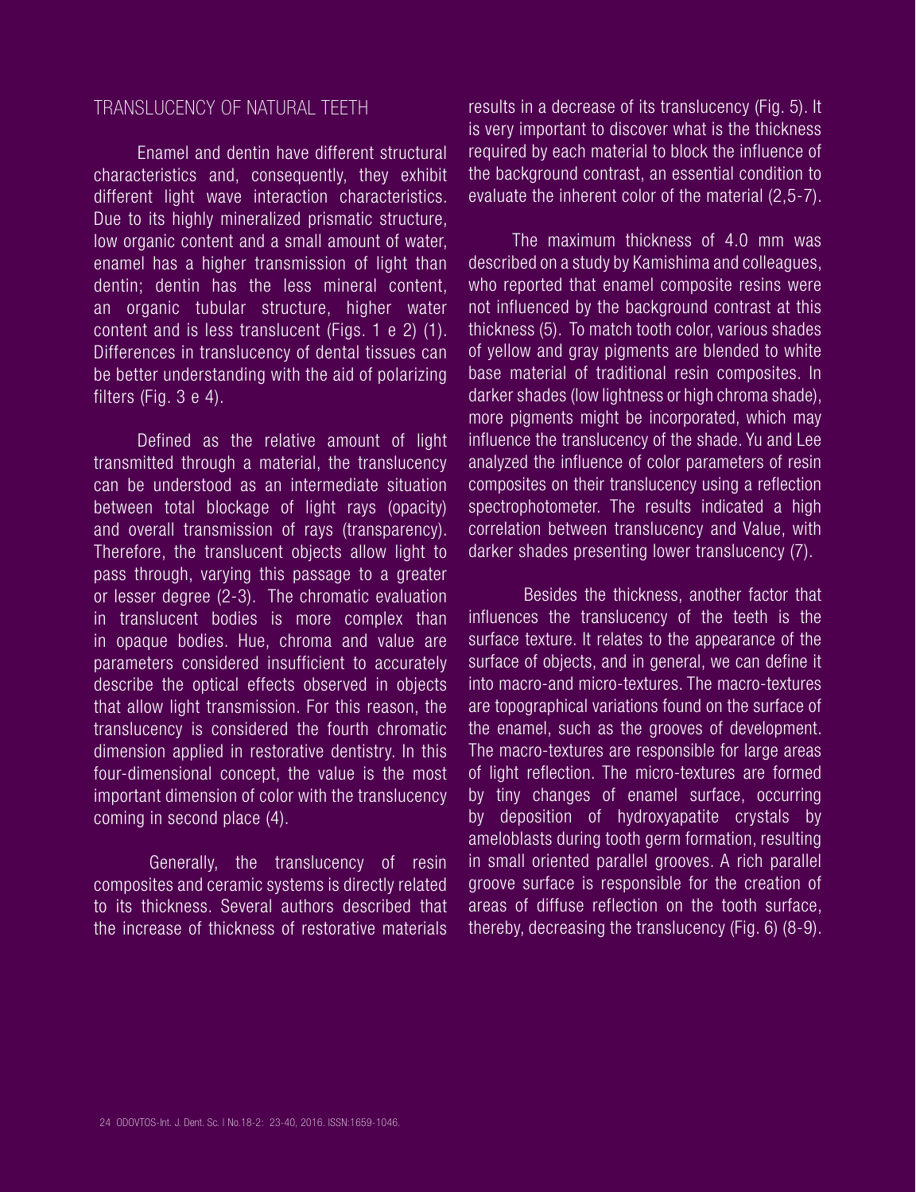## TRANSLUCENCY OF NATURAL TEETH

Enamel and dentin have different structural characteristics and, consequently, they exhibit different light wave interaction characteristics. Due to its highly mineralized prismatic structure, low organic content and a small amount of water, enamel has a higher transmission of light than dentin; dentin has the less mineral content, an organic tubular structure, higher water content and is less translucent (Figs. 1 e 2) (1). Differences in translucency of dental tissues can be better understanding with the aid of polarizing filters (Fig. 3 e 4).

Defined as the relative amount of light transmitted through a material, the translucency can be understood as an intermediate situation between total blockage of light rays (opacity) and overall transmission of rays (transparency). Therefore, the translucent objects allow light to pass through, varying this passage to a greater or lesser degree (2-3). The chromatic evaluation in translucent bodies is more complex than in opaque bodies. Hue, chroma and value are parameters considered insufficient to accurately describe the optical effects observed in objects that allow light transmission. For this reason, the translucency is considered the fourth chromatic dimension applied in restorative dentistry. In this four-dimensional concept, the value is the most important dimension of color with the translucency coming in second place (4).

Generally, the translucency of resin composites and ceramic systems is directly related to its thickness. Several authors described that the increase of thickness of restorative materials results in a decrease of its translucency (Fig. 5). It is very important to discover what is the thickness required by each material to block the influence of the background contrast, an essential condition to evaluate the inherent color of the material (2,5-7).

The maximum thickness of 4.0 mm was described on a study by Kamishima and colleagues, who reported that enamel composite resins were not influenced by the background contrast at this thickness (5). To match tooth color, various shades of yellow and gray pigments are blended to white base material of traditional resin composites. In darker shades (low lightness or high chroma shade), more pigments might be incorporated, which may influence the translucency of the shade. Yu and Lee analyzed the influence of color parameters of resin composites on their translucency using a reflection spectrophotometer. The results indicated a high correlation between translucency and Value, with darker shades presenting lower translucency (7).

Besides the thickness, another factor that influences the translucency of the teeth is the surface texture. It relates to the appearance of the surface of objects, and in general, we can define it into macro-and micro-textures. The macro-textures are topographical variations found on the surface of the enamel, such as the grooves of development. The macro-textures are responsible for large areas of light reflection. The micro-textures are formed by tiny changes of enamel surface, occurring by deposition of hydroxyapatite crystals by ameloblasts during tooth germ formation, resulting in small oriented parallel grooves. A rich parallel groove surface is responsible for the creation of areas of diffuse reflection on the tooth surface, thereby, decreasing the translucency (Fig. 6) (8-9).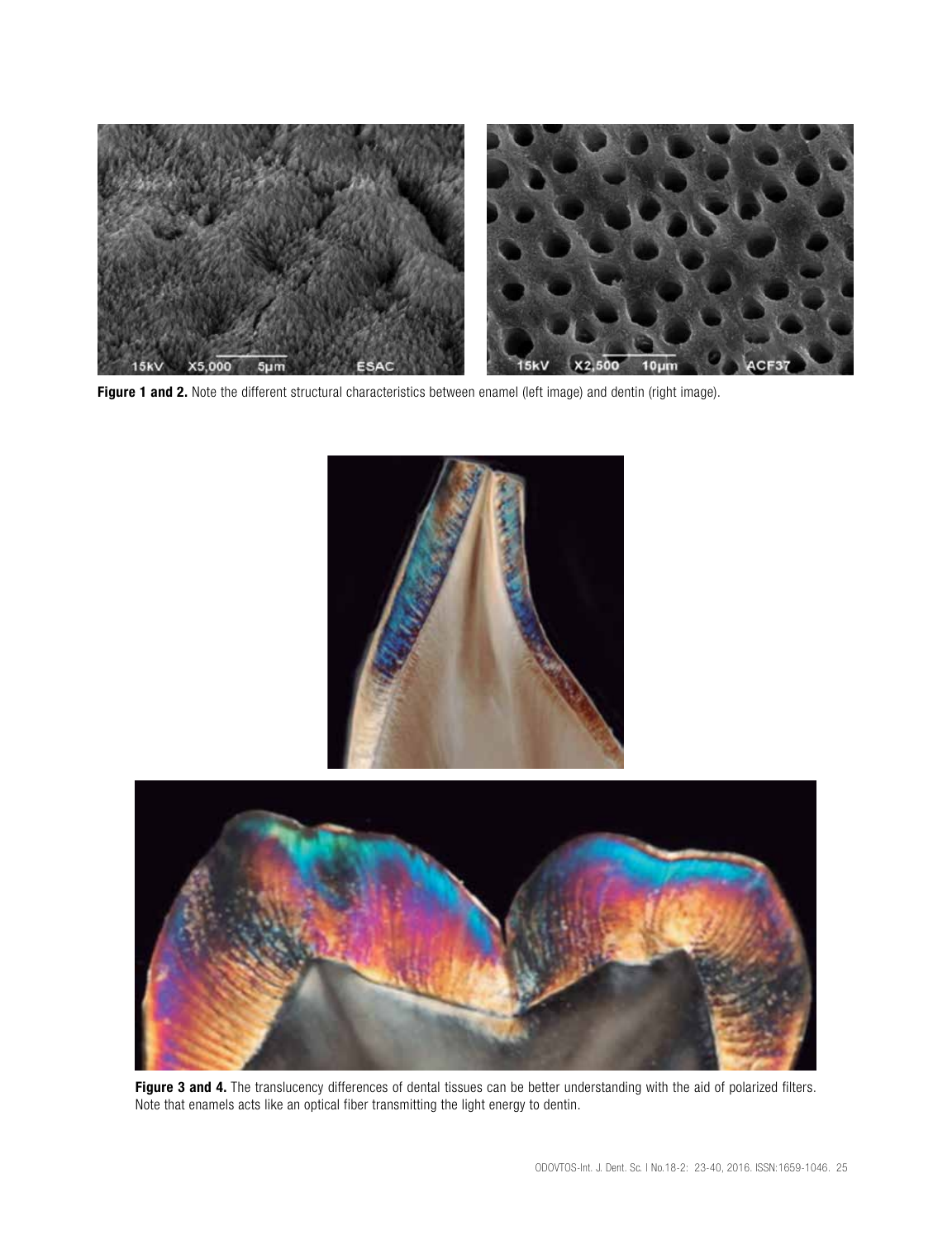**Figure 1 and 2.** Note the different structural characteristics between enamel (left image) and dentin (right image).

**Figure 3 and 4.** The translucency differences of dental tissues can be better understanding with the aid of polarized filters. Note that enamels acts like an optical fiber transmitting the light energy to dentin.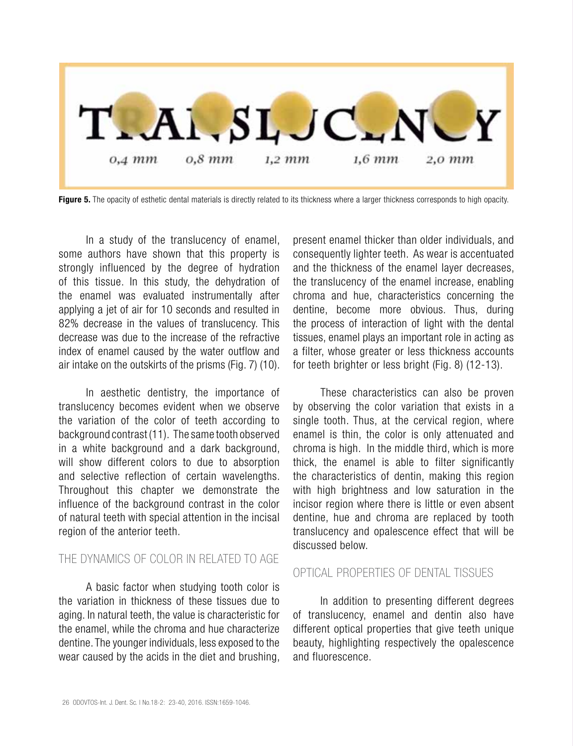**Figure 5.** The opacity of esthetic dental materials is directly related to its thickness where a larger thickness corresponds to high opacity.

In a study of the translucency of enamel, some authors have shown that this property is strongly influenced by the degree of hydration of this tissue. In this study, the dehydration of the enamel was evaluated instrumentally after applying a jet of air for 10 seconds and resulted in 82% decrease in the values of translucency. This decrease was due to the increase of the refractive index of enamel caused by the water outflow and air intake on the outskirts of the prisms (Fig. 7) (10).

In aesthetic dentistry, the importance of translucency becomes evident when we observe the variation of the color of teeth according to background contrast (11). The same tooth observed in a white background and a dark background, will show different colors to due to absorption and selective reflection of certain wavelengths. Throughout this chapter we demonstrate the influence of the background contrast in the color of natural teeth with special attention in the incisal region of the anterior teeth.

## THE DYNAMICS OF COLOR IN RELATED TO AGE

A basic factor when studying tooth color is the variation in thickness of these tissues due to aging. In natural teeth, the value is characteristic for the enamel, while the chroma and hue characterize dentine. The younger individuals, less exposed to the wear caused by the acids in the diet and brushing, present enamel thicker than older individuals, and consequently lighter teeth. As wear is accentuated and the thickness of the enamel layer decreases, the translucency of the enamel increase, enabling chroma and hue, characteristics concerning the dentine, become more obvious. Thus, during the process of interaction of light with the dental tissues, enamel plays an important role in acting as a filter, whose greater or less thickness accounts for teeth brighter or less bright (Fig. 8) (12-13).

These characteristics can also be proven by observing the color variation that exists in a single tooth. Thus, at the cervical region, where enamel is thin, the color is only attenuated and chroma is high. In the middle third, which is more thick, the enamel is able to filter significantly the characteristics of dentin, making this region with high brightness and low saturation in the incisor region where there is little or even absent dentine, hue and chroma are replaced by tooth translucency and opalescence effect that will be discussed below.

## OPTICAL PROPERTIES OF DENTAL TISSUES

In addition to presenting different degrees of translucency, enamel and dentin also have different optical properties that give teeth unique beauty, highlighting respectively the opalescence and fluorescence.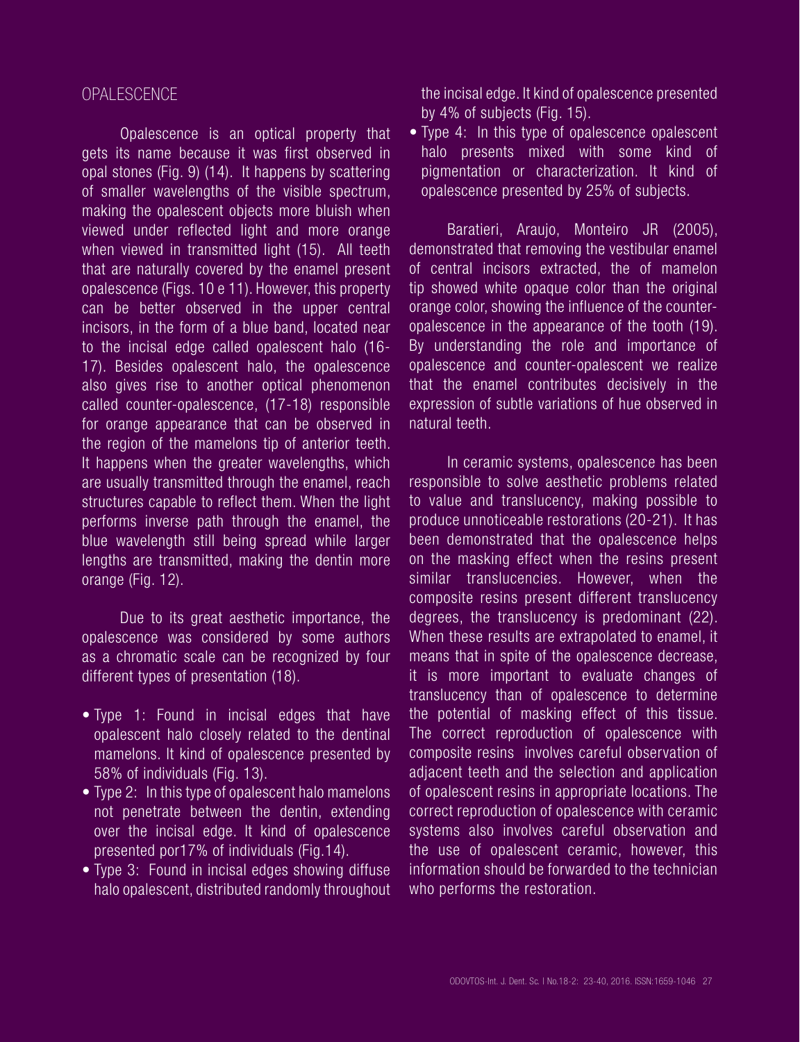## OPALESCENCE

Opalescence is an optical property that gets its name because it was first observed in opal stones (Fig. 9) (14). It happens by scattering of smaller wavelengths of the visible spectrum, making the opalescent objects more bluish when viewed under reflected light and more orange when viewed in transmitted light (15). All teeth that are naturally covered by the enamel present opalescence (Figs. 10 e 11). However, this property can be better observed in the upper central incisors, in the form of a blue band, located near to the incisal edge called opalescent halo (16-17). Besides opalescent halo, the opalescence also gives rise to another optical phenomenon called counter-opalescence, (17-18) responsible for orange appearance that can be observed in the region of the mamelons tip of anterior teeth. It happens when the greater wavelengths, which are usually transmitted through the enamel, reach structures capable to reflect them. When the light performs inverse path through the enamel, the blue wavelength still being spread while larger lengths are transmitted, making the dentin more orange (Fig. 12).

Due to its great aesthetic importance, the opalescence was considered by some authors as a chromatic scale can be recognized by four different types of presentation (18).

- Type 1: Found in incisal edges that have opalescent halo closely related to the dentinal mamelons. It kind of opalescence presented by 58% of individuals (Fig. 13).
- Type 2: In this type of opalescent halo mamelons not penetrate between the dentin, extending over the incisal edge. It kind of opalescence presented por17% of individuals (Fig.14).
- Type 3: Found in incisal edges showing diffuse halo opalescent, distributed randomly throughout the incisal edge. It kind of opalescence presented by 4% of subjects (Fig. 15).
- Type 4: In this type of opalescence opalescent halo presents mixed with some kind of pigmentation or characterization. It kind of opalescence presented by 25% of subjects.

Baratieri, Araujo, Monteiro JR (2005), demonstrated that removing the vestibular enamel of central incisors extracted, the of mamelon tip showed white opaque color than the original orange color, showing the influence of the counter-opalescence in the appearance of the tooth (19). By understanding the role and importance of opalescence and counter-opalescent we realize that the enamel contributes decisively in the expression of subtle variations of hue observed in natural teeth.

In ceramic systems, opalescence has been responsible to solve aesthetic problems related to value and translucency, making possible to produce unnoticeable restorations (20-21). It has been demonstrated that the opalescence helps on the masking effect when the resins present similar translucencies. However, when the composite resins present different translucency degrees, the translucency is predominant (22). When these results are extrapolated to enamel, it means that in spite of the opalescence decrease, it is more important to evaluate changes of translucency than of opalescence to determine the potential of masking effect of this tissue. The correct reproduction of opalescence with composite resins involves careful observation of adjacent teeth and the selection and application of opalescent resins in appropriate locations. The correct reproduction of opalescence with ceramic systems also involves careful observation and the use of opalescent ceramic, however, this information should be forwarded to the technician who performs the restoration.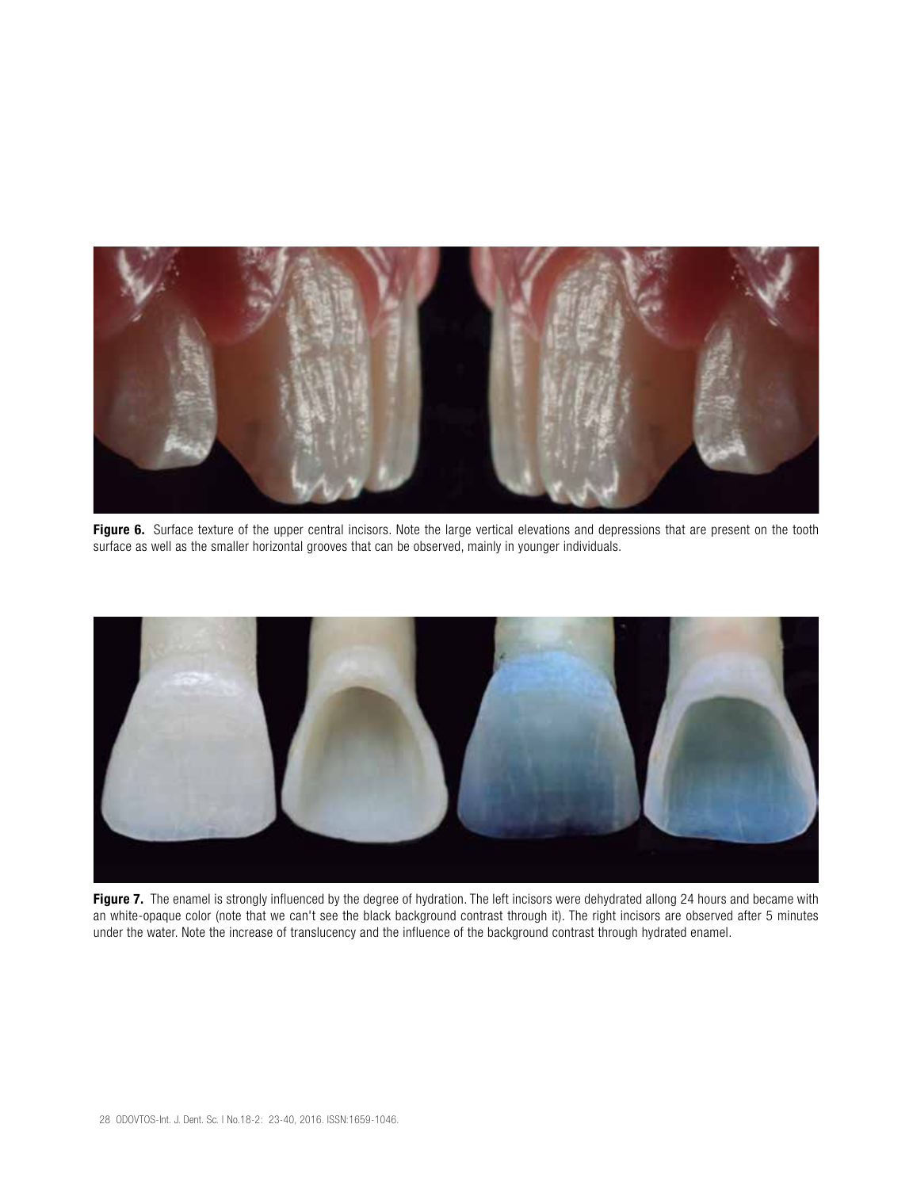**Figure 6.** Surface texture of the upper central incisors. Note the large vertical elevations and depressions that are present on the tooth surface as well as the smaller horizontal grooves that can be observed, mainly in younger individuals.

**Figure 7.** The enamel is strongly influenced by the degree of hydration. The left incisors were dehydrated allong 24 hours and became with an white-opaque color (note that we can't see the black background contrast through it). The right incisors are observed after 5 minutes under the water. Note the increase of translucency and the influence of the background contrast through hydrated enamel.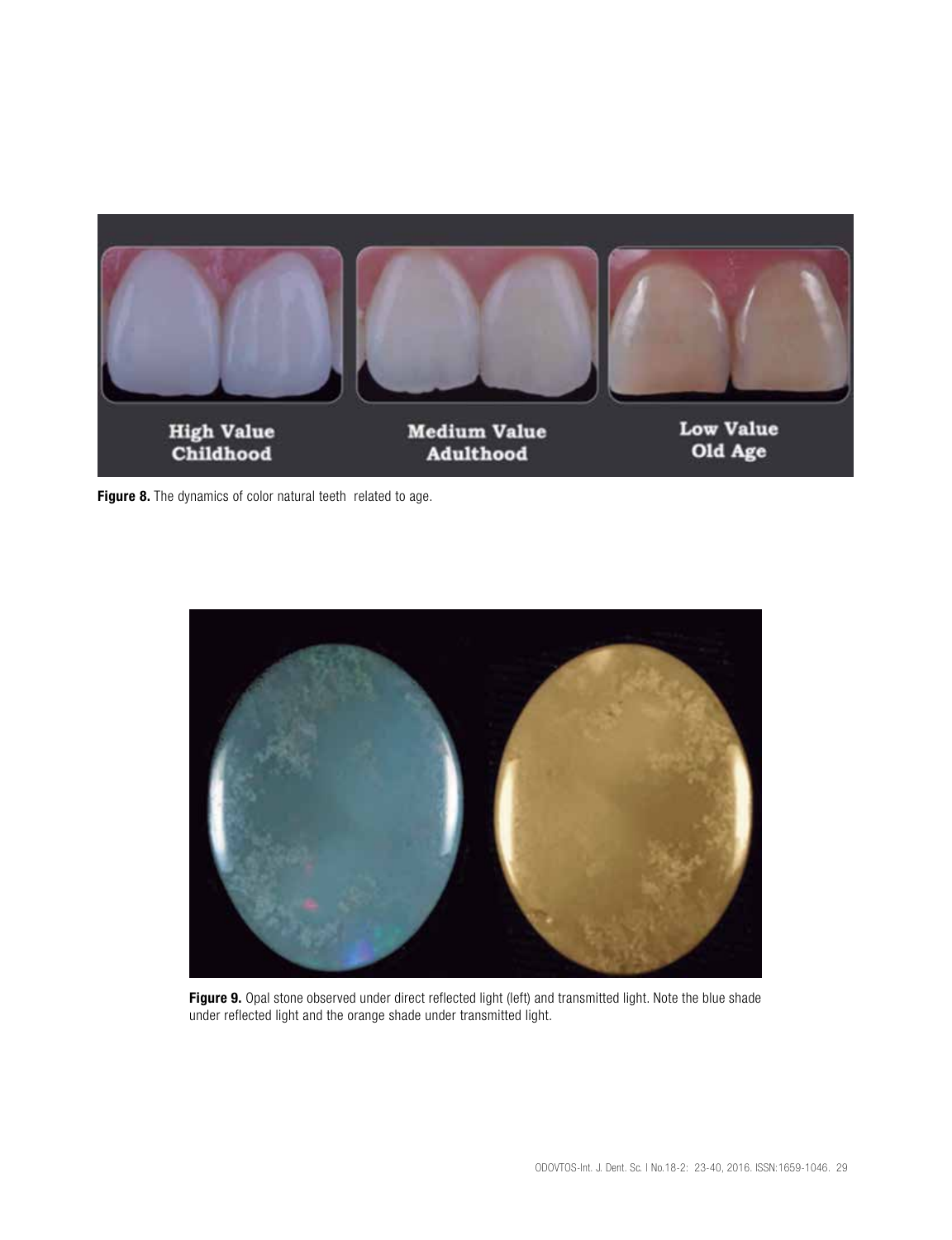High Value Childhood | Medium Value Adulthood | Low Value Old Age

**Figure 8.** The dynamics of color natural teeth related to age.

**Figure 9.** Opal stone observed under direct reflected light (left) and transmitted light. Note the blue shade under reflected light and the orange shade under transmitted light.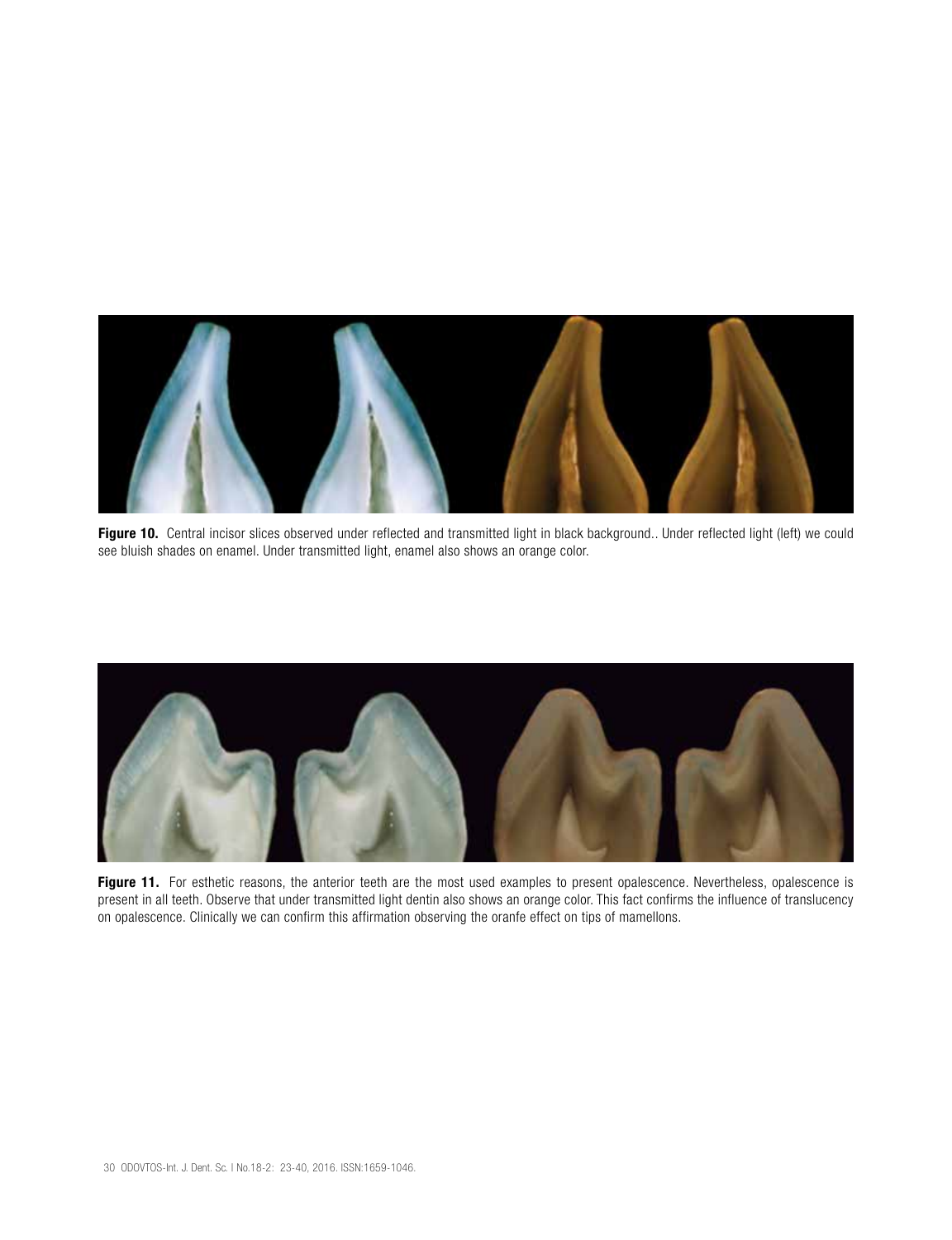**Figure 10.** Central incisor slices observed under reflected and transmitted light in black background.. Under reflected light (left) we could see bluish shades on enamel. Under transmitted light, enamel also shows an orange color.

**Figure 11.** For esthetic reasons, the anterior teeth are the most used examples to present opalescence. Nevertheless, opalescence is present in all teeth. Observe that under transmitted light dentin also shows an orange color. This fact confirms the influence of translucency on opalescence. Clinically we can confirm this affirmation observing the oranfe effect on tips of mamellons.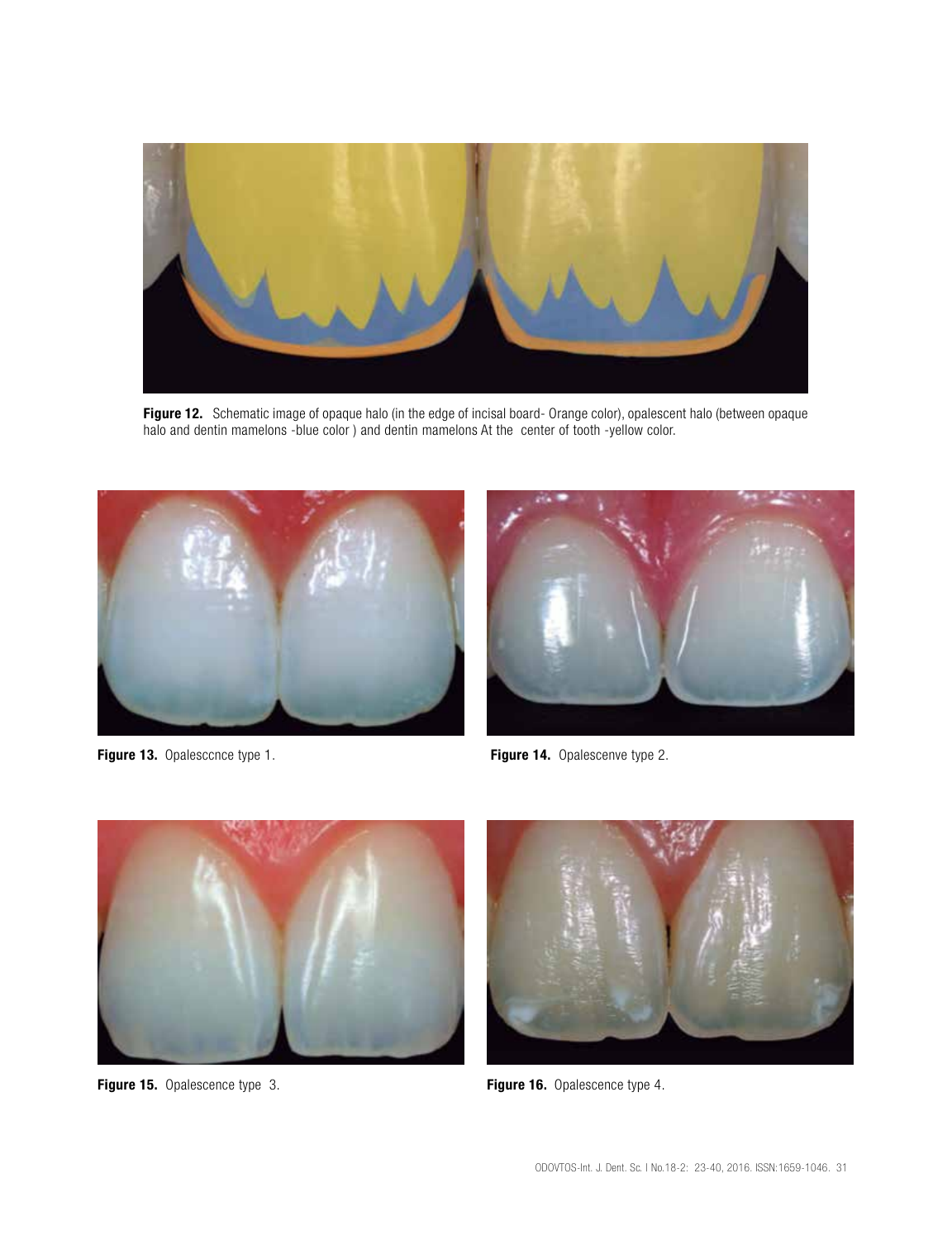**Figure 12.** Schematic image of opaque halo (in the edge of incisal board- Orange color), opalescent halo (between opaque halo and dentin mamelons -blue color ) and dentin mamelons At the center of tooth -yellow color.

**Figure 13.** Opalesccnce type 1.

**Figure 14.** Opalescenve type 2.

**Figure 15.** Opalescence type 3.

**Figure 16.** Opalescence type 4.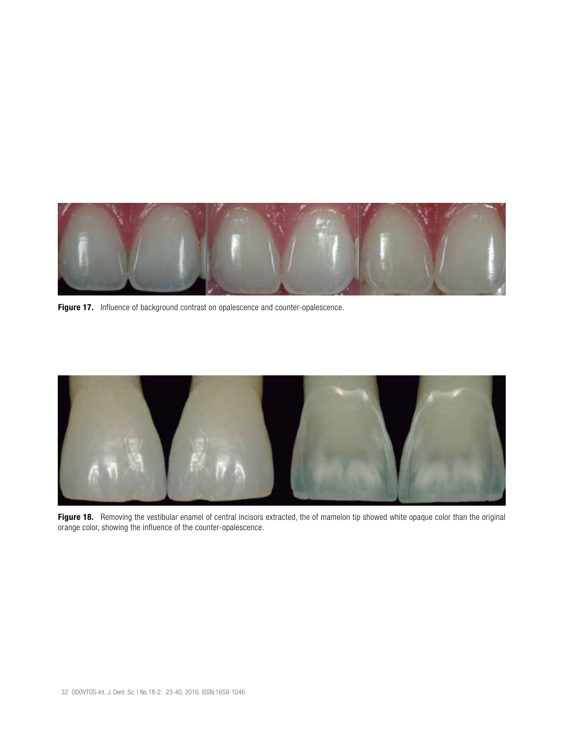**Figure 17.** Influence of background contrast on opalescence and counter-opalescence.

**Figure 18.** Removing the vestibular enamel of central incisors extracted, the of mamelon tip showed white opaque color than the original orange color, showing the influence of the counter-opalescence.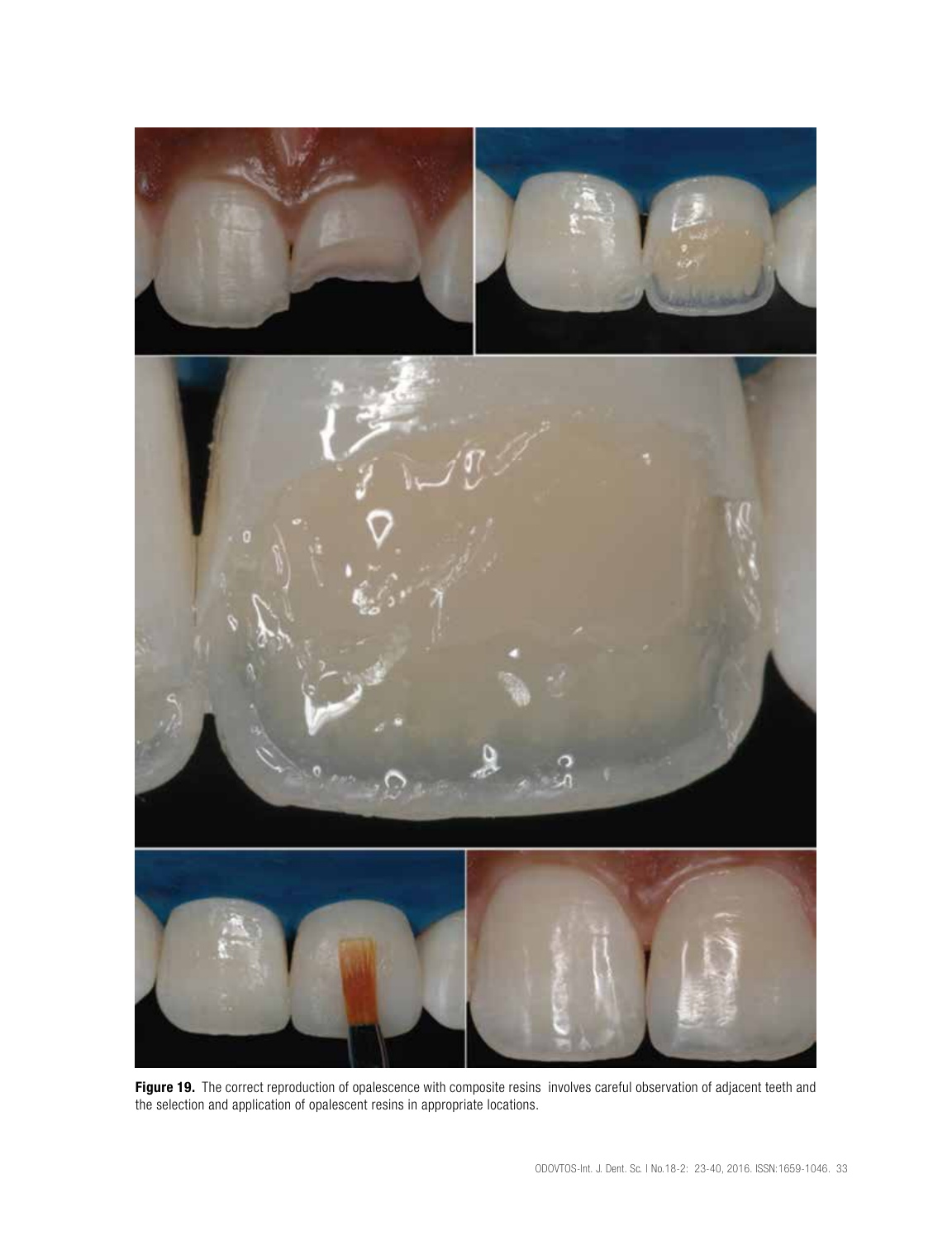**Figure 19.** The correct reproduction of opalescence with composite resins involves careful observation of adjacent teeth and the selection and application of opalescent resins in appropriate locations.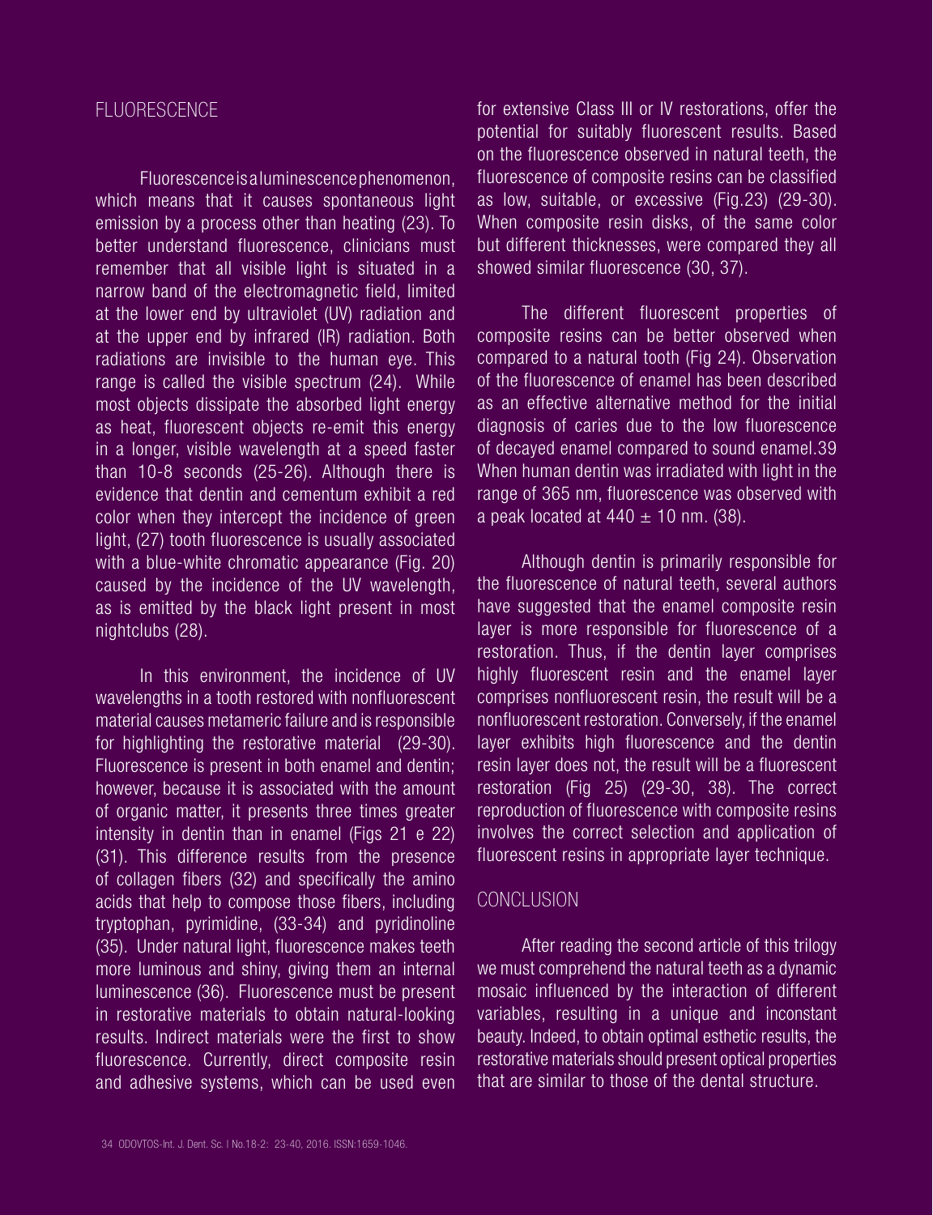## FLUORESCENCE

Fluorescence is a luminescence phenomenon, which means that it causes spontaneous light emission by a process other than heating (23). To better understand fluorescence, clinicians must remember that all visible light is situated in a narrow band of the electromagnetic field, limited at the lower end by ultraviolet (UV) radiation and at the upper end by infrared (IR) radiation. Both radiations are invisible to the human eye. This range is called the visible spectrum (24). While most objects dissipate the absorbed light energy as heat, fluorescent objects re-emit this energy in a longer, visible wavelength at a speed faster than 10-8 seconds (25-26). Although there is evidence that dentin and cementum exhibit a red color when they intercept the incidence of green light, (27) tooth fluorescence is usually associated with a blue-white chromatic appearance (Fig. 20) caused by the incidence of the UV wavelength, as is emitted by the black light present in most nightclubs (28).

In this environment, the incidence of UV wavelengths in a tooth restored with nonfluorescent material causes metameric failure and is responsible for highlighting the restorative material (29-30). Fluorescence is present in both enamel and dentin; however, because it is associated with the amount of organic matter, it presents three times greater intensity in dentin than in enamel (Figs 21 e 22) (31). This difference results from the presence of collagen fibers (32) and specifically the amino acids that help to compose those fibers, including tryptophan, pyrimidine, (33-34) and pyridinoline (35). Under natural light, fluorescence makes teeth more luminous and shiny, giving them an internal luminescence (36). Fluorescence must be present in restorative materials to obtain natural-looking results. Indirect materials were the first to show fluorescence. Currently, direct composite resin and adhesive systems, which can be used even for extensive Class III or IV restorations, offer the potential for suitably fluorescent results. Based on the fluorescence observed in natural teeth, the fluorescence of composite resins can be classified as low, suitable, or excessive (Fig.23) (29-30). When composite resin disks, of the same color but different thicknesses, were compared they all showed similar fluorescence (30, 37).

The different fluorescent properties of composite resins can be better observed when compared to a natural tooth (Fig 24). Observation of the fluorescence of enamel has been described as an effective alternative method for the initial diagnosis of caries due to the low fluorescence of decayed enamel compared to sound enamel.39 When human dentin was irradiated with light in the range of 365 nm, fluorescence was observed with a peak located at $440 \pm 10$ nm. (38).

Although dentin is primarily responsible for the fluorescence of natural teeth, several authors have suggested that the enamel composite resin layer is more responsible for fluorescence of a restoration. Thus, if the dentin layer comprises highly fluorescent resin and the enamel layer comprises nonfluorescent resin, the result will be a nonfluorescent restoration. Conversely, if the enamel layer exhibits high fluorescence and the dentin resin layer does not, the result will be a fluorescent restoration (Fig 25) (29-30, 38). The correct reproduction of fluorescence with composite resins involves the correct selection and application of fluorescent resins in appropriate layer technique.

## CONCLUSION

After reading the second article of this trilogy we must comprehend the natural teeth as a dynamic mosaic influenced by the interaction of different variables, resulting in a unique and inconstant beauty. Indeed, to obtain optimal esthetic results, the restorative materials should present optical properties that are similar to those of the dental structure.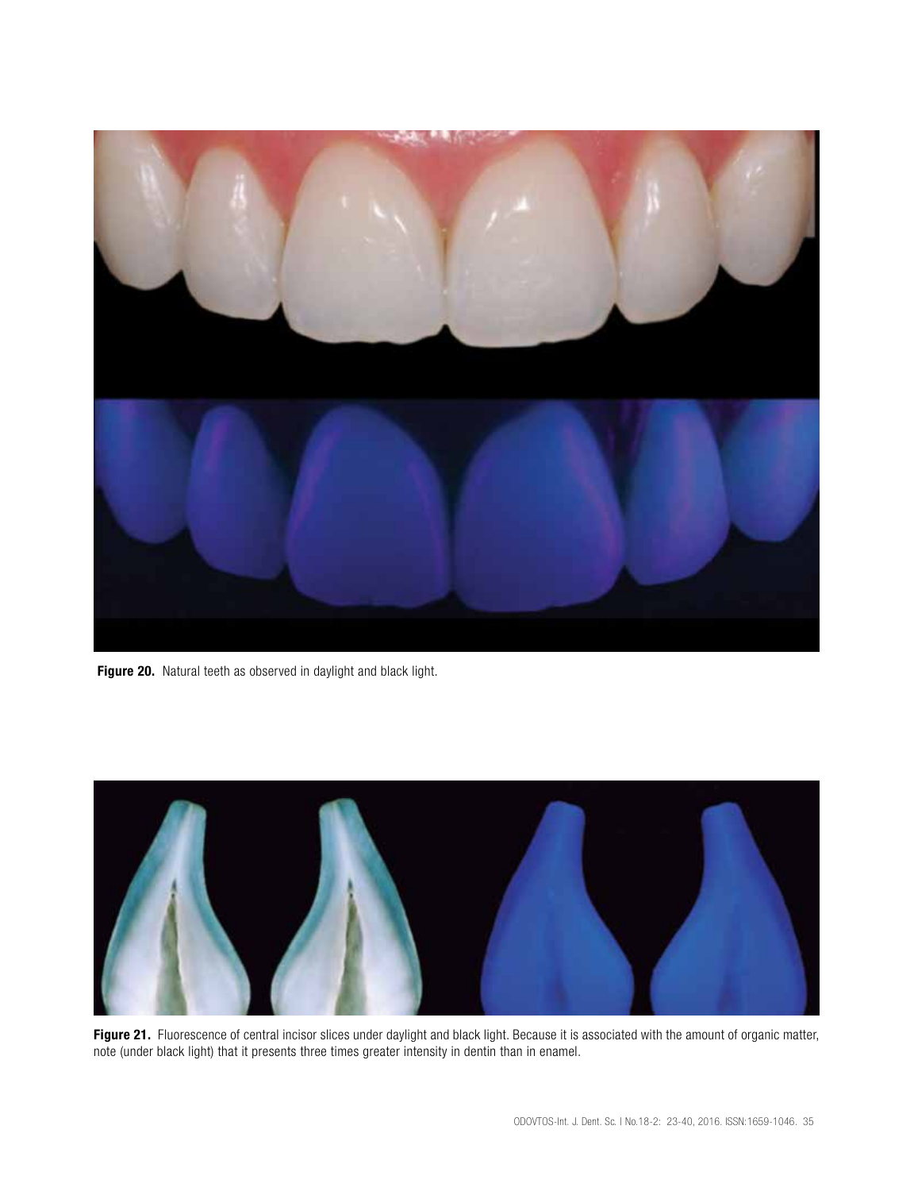**Figure 20.** Natural teeth as observed in daylight and black light.

**Figure 21.** Fluorescence of central incisor slices under daylight and black light. Because it is associated with the amount of organic matter, note (under black light) that it presents three times greater intensity in dentin than in enamel.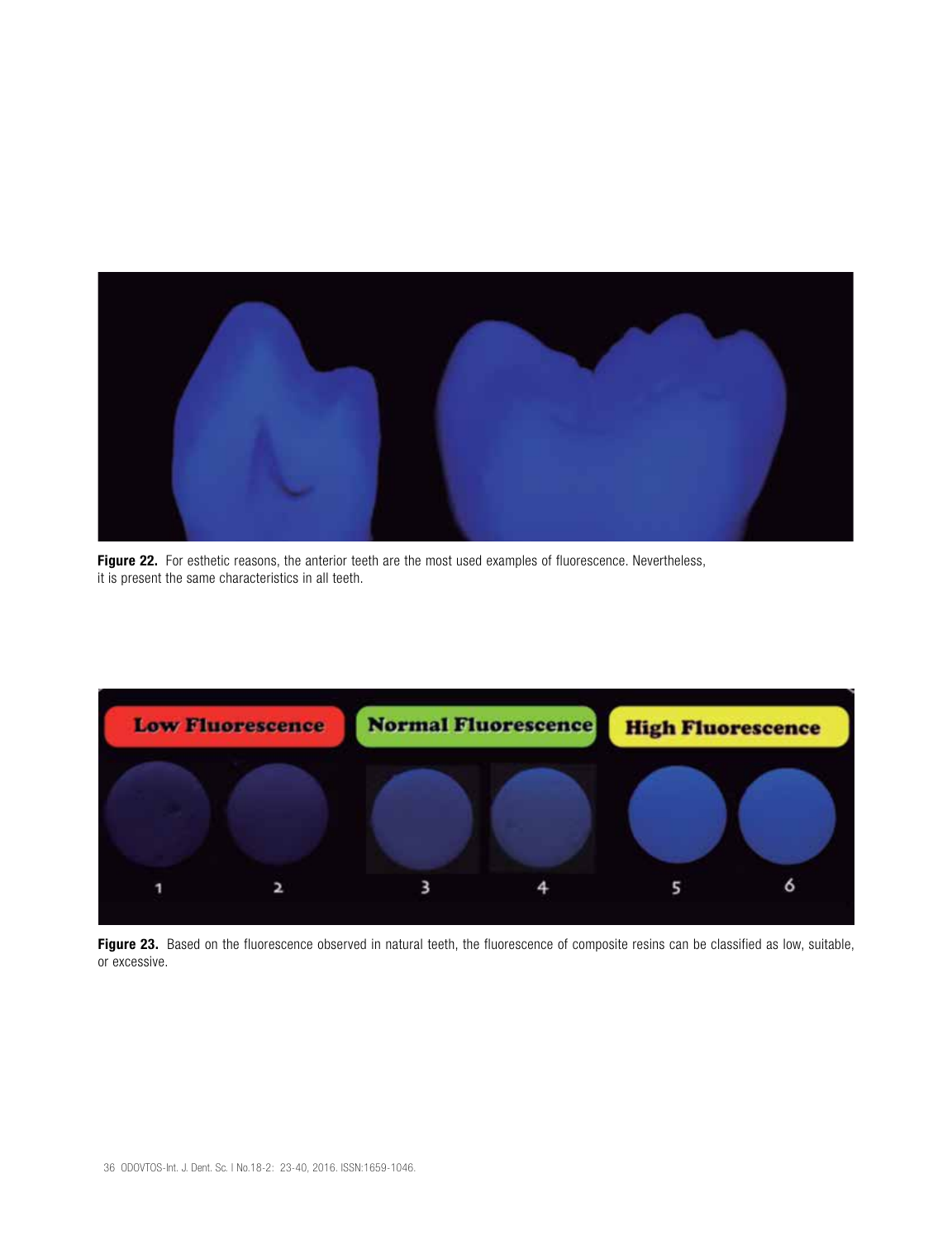**Figure 22.** For esthetic reasons, the anterior teeth are the most used examples of fluorescence. Nevertheless, it is present the same characteristics in all teeth.

**Figure 23.** Based on the fluorescence observed in natural teeth, the fluorescence of composite resins can be classified as low, suitable, or excessive.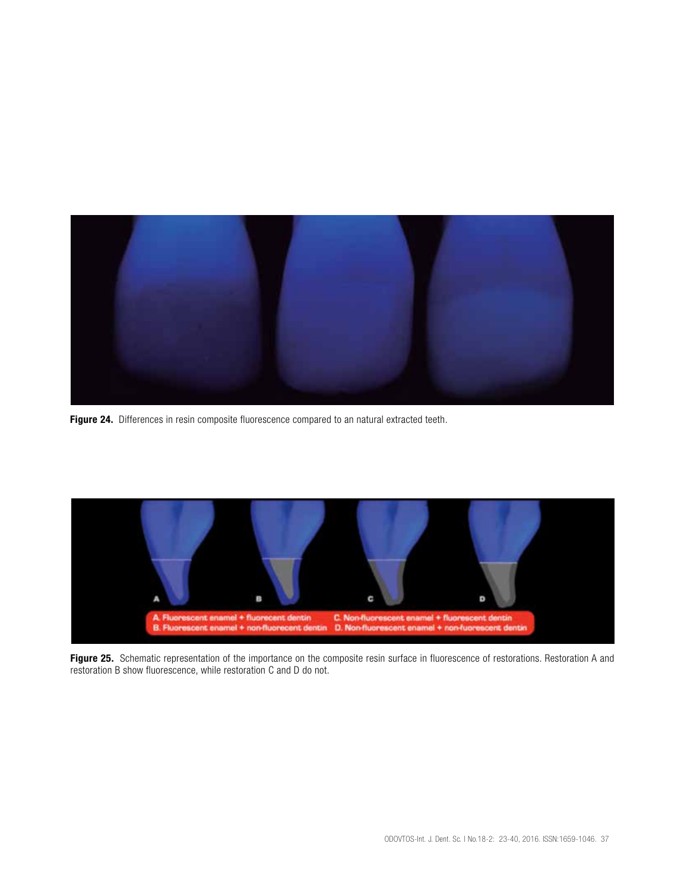**Figure 24.** Differences in resin composite fluorescence compared to an natural extracted teeth.

**Figure 25.** Schematic representation of the importance on the composite resin surface in fluorescence of restorations. Restoration A and restoration B show fluorescence, while restoration C and D do not.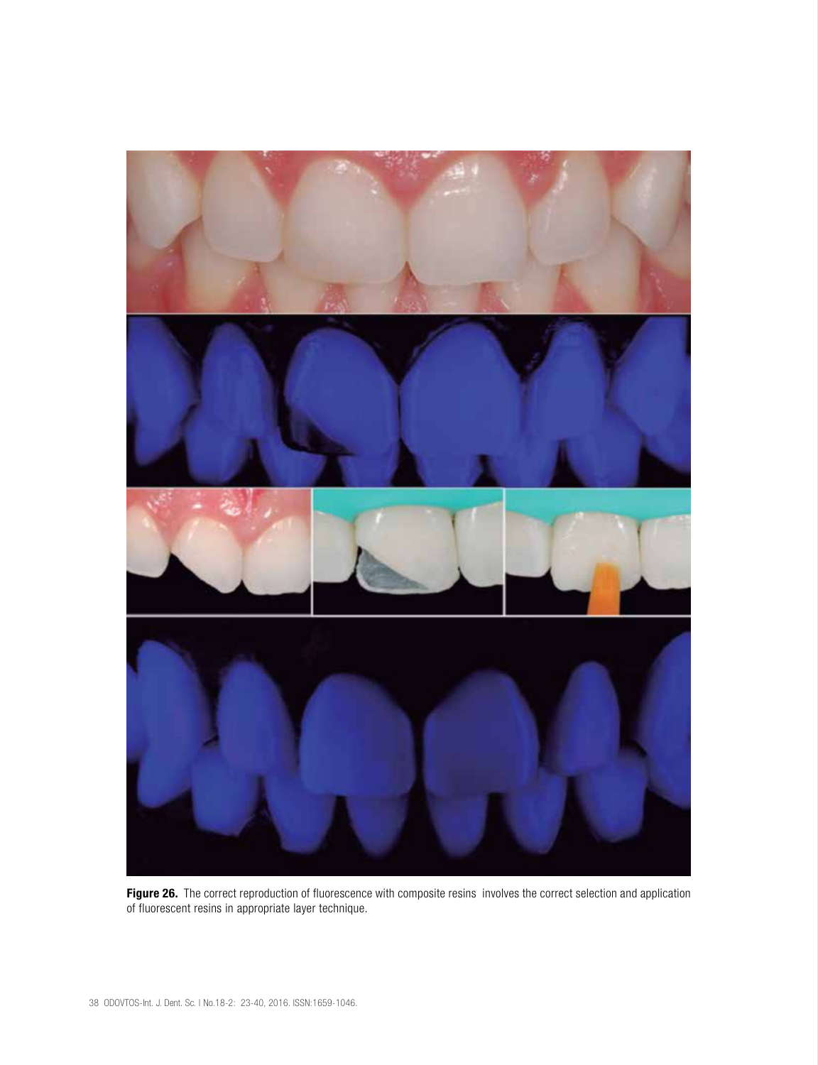**Figure 26.** The correct reproduction of fluorescence with composite resins involves the correct selection and application of fluorescent resins in appropriate layer technique.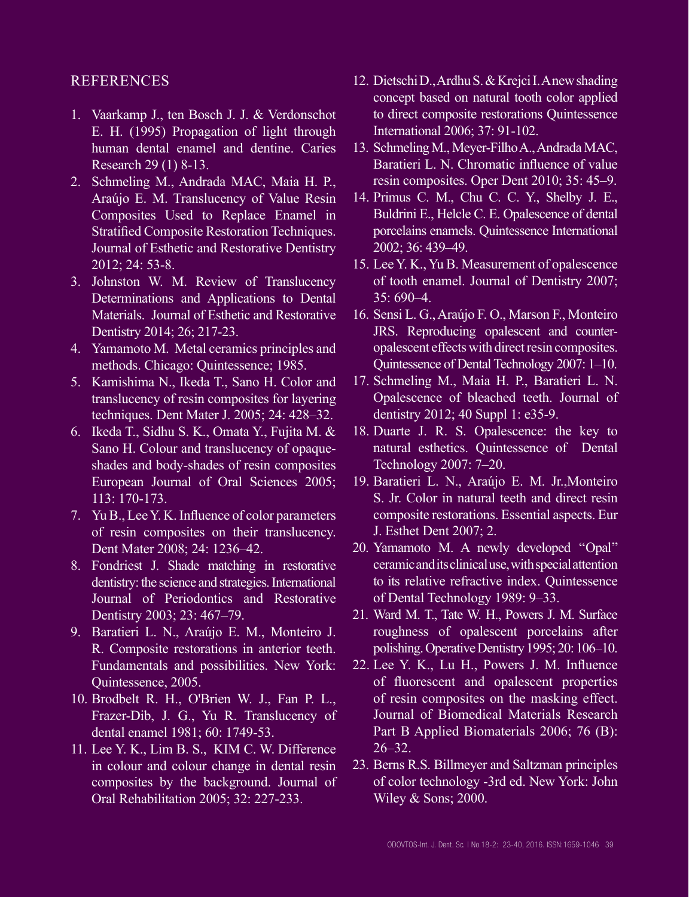## REFERENCES

1. Vaarkamp J., ten Bosch J. J. & Verdonschot E. H. (1995) Propagation of light through human dental enamel and dentine. Caries Research 29 (1) 8-13.
2. Schmeling M., Andrada MAC, Maia H. P., Araújo E. M. Translucency of Value Resin Composites Used to Replace Enamel in Stratified Composite Restoration Techniques. Journal of Esthetic and Restorative Dentistry 2012; 24: 53-8.
3. Johnston W. M. Review of Translucency Determinations and Applications to Dental Materials. Journal of Esthetic and Restorative Dentistry 2014; 26; 217-23.
4. Yamamoto M. Metal ceramics principles and methods. Chicago: Quintessence; 1985.
5. Kamishima N., Ikeda T., Sano H. Color and translucency of resin composites for layering techniques. Dent Mater J. 2005; 24: 428–32.
6. Ikeda T., Sidhu S. K., Omata Y., Fujita M. & Sano H. Colour and translucency of opaque-shades and body-shades of resin composites European Journal of Oral Sciences 2005; 113: 170-173.
7. Yu B., Lee Y. K. Influence of color parameters of resin composites on their translucency. Dent Mater 2008; 24: 1236–42.
8. Fondriest J. Shade matching in restorative dentistry: the science and strategies. International Journal of Periodontics and Restorative Dentistry 2003; 23: 467–79.
9. Baratieri L. N., Araújo E. M., Monteiro J. R. Composite restorations in anterior teeth. Fundamentals and possibilities. New York: Quintessence, 2005.
10. Brodbelt R. H., O'Brien W. J., Fan P. L., Frazer-Dib, J. G., Yu R. Translucency of dental enamel 1981; 60: 1749-53.
11. Lee Y. K., Lim B. S., KIM C. W. Difference in colour and colour change in dental resin composites by the background. Journal of Oral Rehabilitation 2005; 32: 227-233.
12. Dietschi D., Ardhu S. & Krejci I. A new shading concept based on natural tooth color applied to direct composite restorations Quintessence International 2006; 37: 91-102.
13. Schmeling M., Meyer-Filho A., Andrada MAC, Baratieri L. N. Chromatic influence of value resin composites. Oper Dent 2010; 35: 45–9.
14. Primus C. M., Chu C. C. Y., Shelby J. E., Buldrini E., Helcle C. E. Opalescence of dental porcelains enamels. Quintessence International 2002; 36: 439–49.
15. Lee Y. K., Yu B. Measurement of opalescence of tooth enamel. Journal of Dentistry 2007; 35: 690–4.
16. Sensi L. G., Araújo F. O., Marson F., Monteiro JRS. Reproducing opalescent and counter-opalescent effects with direct resin composites. Quintessence of Dental Technology 2007: 1–10.
17. Schmeling M., Maia H. P., Baratieri L. N. Opalescence of bleached teeth. Journal of dentistry 2012; 40 Suppl 1: e35-9.
18. Duarte J. R. S. Opalescence: the key to natural esthetics. Quintessence of Dental Technology 2007: 7–20.
19. Baratieri L. N., Araújo E. M. Jr.,Monteiro S. Jr. Color in natural teeth and direct resin composite restorations. Essential aspects. Eur J. Esthet Dent 2007; 2.
20. Yamamoto M. A newly developed "Opal" ceramic and its clinical use, with special attention to its relative refractive index. Quintessence of Dental Technology 1989: 9–33.
21. Ward M. T., Tate W. H., Powers J. M. Surface roughness of opalescent porcelains after polishing. Operative Dentistry 1995; 20: 106–10.
22. Lee Y. K., Lu H., Powers J. M. Influence of fluorescent and opalescent properties of resin composites on the masking effect. Journal of Biomedical Materials Research Part B Applied Biomaterials 2006; 76 (B): 26–32.
23. Berns R.S. Billmeyer and Saltzman principles of color technology -3rd ed. New York: John Wiley & Sons; 2000.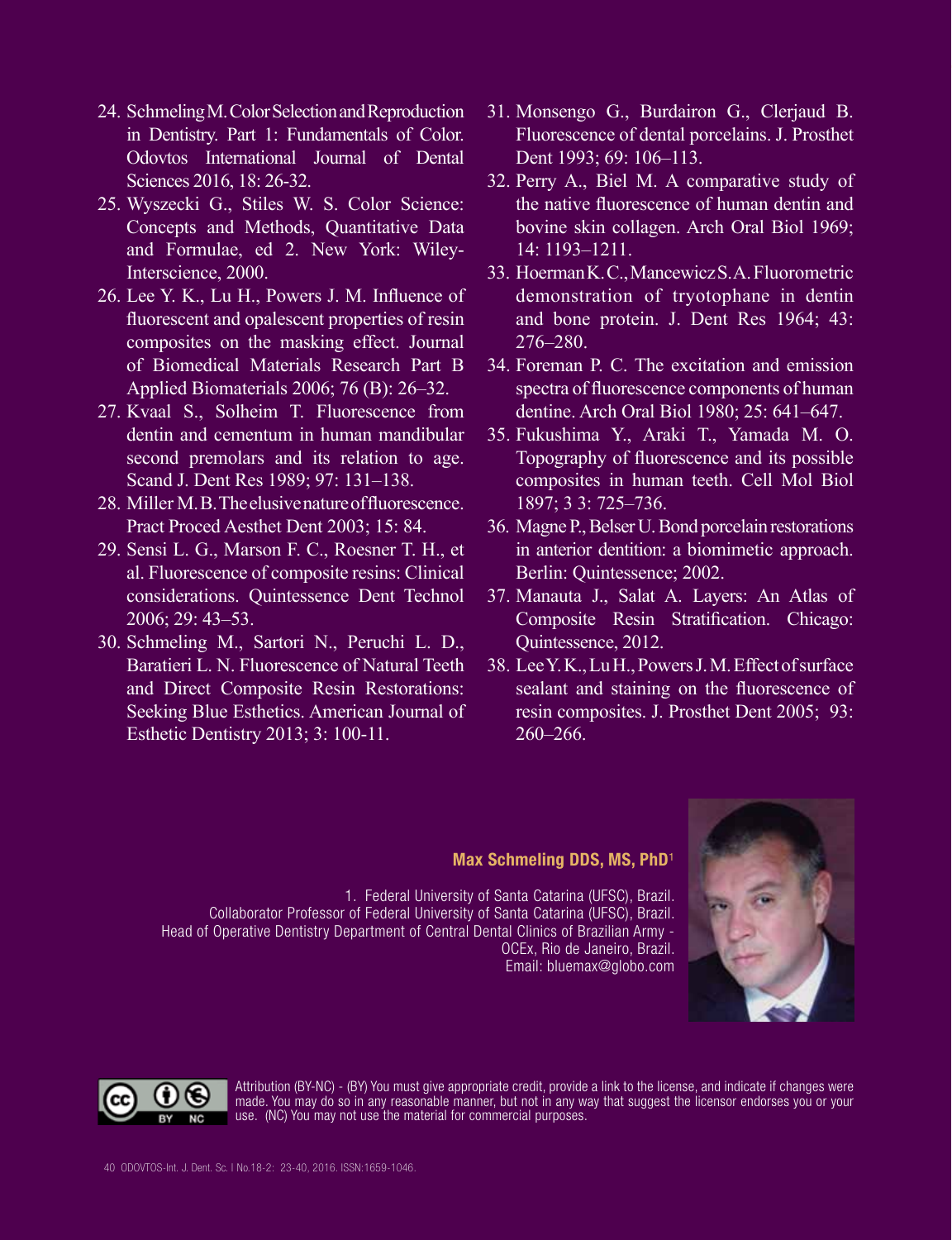24. Schmeling M. Color Selection and Reproduction in Dentistry. Part 1: Fundamentals of Color. Odovtos International Journal of Dental Sciences 2016, 18: 26-32.
25. Wyszecki G., Stiles W. S. Color Science: Concepts and Methods, Quantitative Data and Formulae, ed 2. New York: Wiley-Interscience, 2000.
26. Lee Y. K., Lu H., Powers J. M. Influence of fluorescent and opalescent properties of resin composites on the masking effect. Journal of Biomedical Materials Research Part B Applied Biomaterials 2006; 76 (B): 26–32.
27. Kvaal S., Solheim T. Fluorescence from dentin and cementum in human mandibular second premolars and its relation to age. Scand J. Dent Res 1989; 97: 131–138.
28. Miller M. B. The elusive nature of fluorescence. Pract Proced Aesthet Dent 2003; 15: 84.
29. Sensi L. G., Marson F. C., Roesner T. H., et al. Fluorescence of composite resins: Clinical considerations. Quintessence Dent Technol 2006; 29: 43–53.
30. Schmeling M., Sartori N., Peruchi L. D., Baratieri L. N. Fluorescence of Natural Teeth and Direct Composite Resin Restorations: Seeking Blue Esthetics. American Journal of Esthetic Dentistry 2013; 3: 100-11.
31. Monsengo G., Burdairon G., Clerjaud B. Fluorescence of dental porcelains. J. Prosthet Dent 1993; 69: 106–113.
32. Perry A., Biel M. A comparative study of the native fluorescence of human dentin and bovine skin collagen. Arch Oral Biol 1969; 14: 1193–1211.
33. Hoerman K. C., Mancewicz S. A. Fluorometric demonstration of tryotophane in dentin and bone protein. J. Dent Res 1964; 43: 276–280.
34. Foreman P. C. The excitation and emission spectra of fluorescence components of human dentine. Arch Oral Biol 1980; 25: 641–647.
35. Fukushima Y., Araki T., Yamada M. O. Topography of fluorescence and its possible composites in human teeth. Cell Mol Biol 1897; 3 3: 725–736.
36. Magne P., Belser U. Bond porcelain restorations in anterior dentition: a biomimetic approach. Berlin: Quintessence; 2002.
37. Manauta J., Salat A. Layers: An Atlas of Composite Resin Stratification. Chicago: Quintessence, 2012.
38. Lee Y. K., Lu H., Powers J. M. Effect of surface sealant and staining on the fluorescence of resin composites. J. Prosthet Dent 2005; 93: 260–266.

**Max Schmeling DDS, MS, PhD**[1]

1. Federal University of Santa Catarina (UFSC), Brazil.
Collaborator Professor of Federal University of Santa Catarina (UFSC), Brazil.
Head of Operative Dentistry Department of Central Dental Clinics of Brazilian Army - OCEx, Rio de Janeiro, Brazil.
Email: bluemax@globo.com

Attribution (BY-NC) - (BY) You must give appropriate credit, provide a link to the license, and indicate if changes were made. You may do so in any reasonable manner, but not in any way that suggest the licensor endorses you or your use. (NC) You may not use the material for commercial purposes.